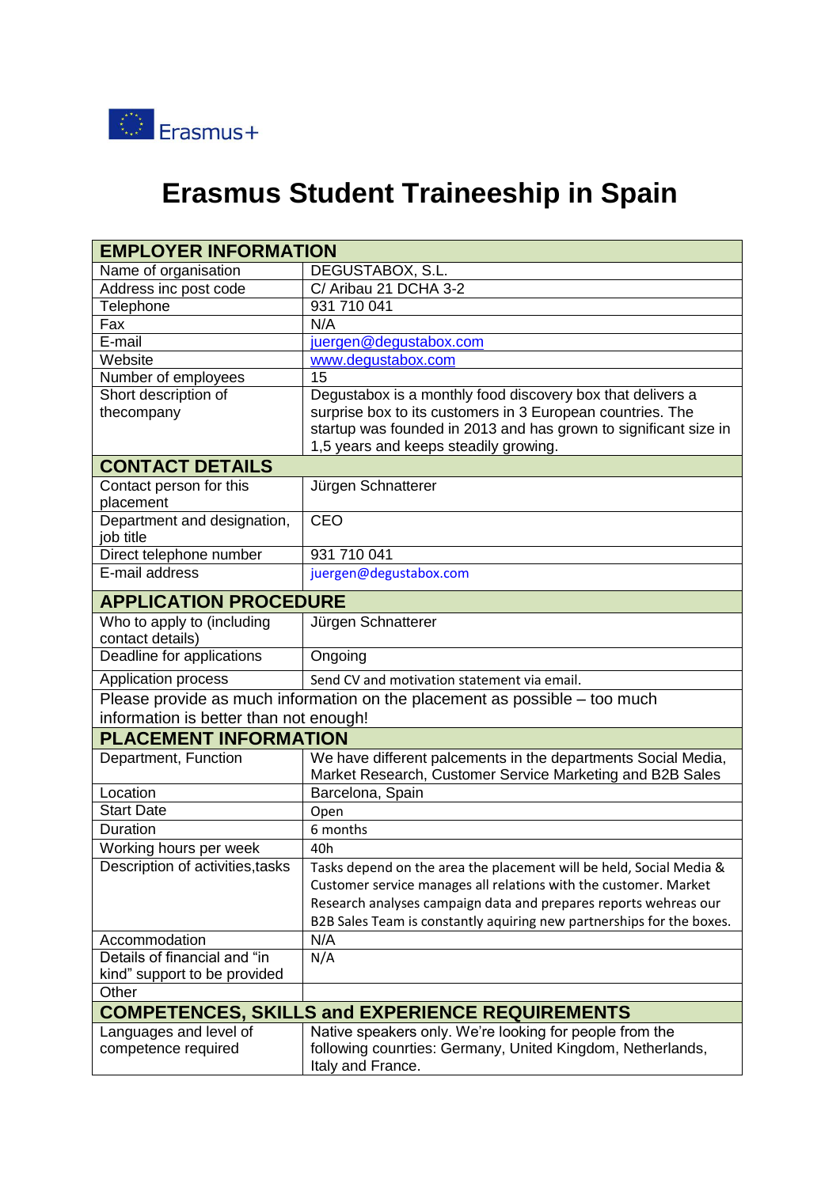Erasmus+

# Erasmus Student Traineeship in Spain

| EMPLOYER INFORMATION | |
|---|---|
| Name of organisation | DEGUSTABOX, S.L. |
| Address inc post code | C/ Aribau 21 DCHA 3-2 |
| Telephone | 931 710 041 |
| Fax | N/A |
| E-mail | juergen@degustabox.com |
| Website | www.degustabox.com |
| Number of employees | 15 |
| Short description of thecompany | Degustabox is a monthly food discovery box that delivers a surprise box to its customers in 3 European countries. The startup was founded in 2013 and has grown to significant size in 1,5 years and keeps steadily growing. |
| **CONTACT DETAILS** | |
| Contact person for this placement | Jürgen Schnatterer |
| Department and designation, job title | CEO |
| Direct telephone number | 931 710 041 |
| E-mail address | juergen@degustabox.com |
| **APPLICATION PROCEDURE** | |
| Who to apply to (including contact details) | Jürgen Schnatterer |
| Deadline for applications | Ongoing |
| Application process | Send CV and motivation statement via email. |
| Please provide as much information on the placement as possible – too much information is better than not enough! | |
| **PLACEMENT INFORMATION** | |
| Department, Function | We have different palcements in the departments Social Media, Market Research, Customer Service Marketing and B2B Sales |
| Location | Barcelona, Spain |
| Start Date | Open |
| Duration | 6 months |
| Working hours per week | 40h |
| Description of activities,tasks | Tasks depend on the area the placement will be held, Social Media & Customer service manages all relations with the customer. Market Research analyses campaign data and prepares reports wehreas our B2B Sales Team is constantly aquiring new partnerships for the boxes. |
| Accommodation | N/A |
| Details of financial and "in kind" support to be provided | N/A |
| Other | |
| **COMPETENCES, SKILLS and EXPERIENCE REQUIREMENTS** | |
| Languages and level of competence required | Native speakers only. We're looking for people from the following counrties: Germany, United Kingdom, Netherlands, Italy and France. |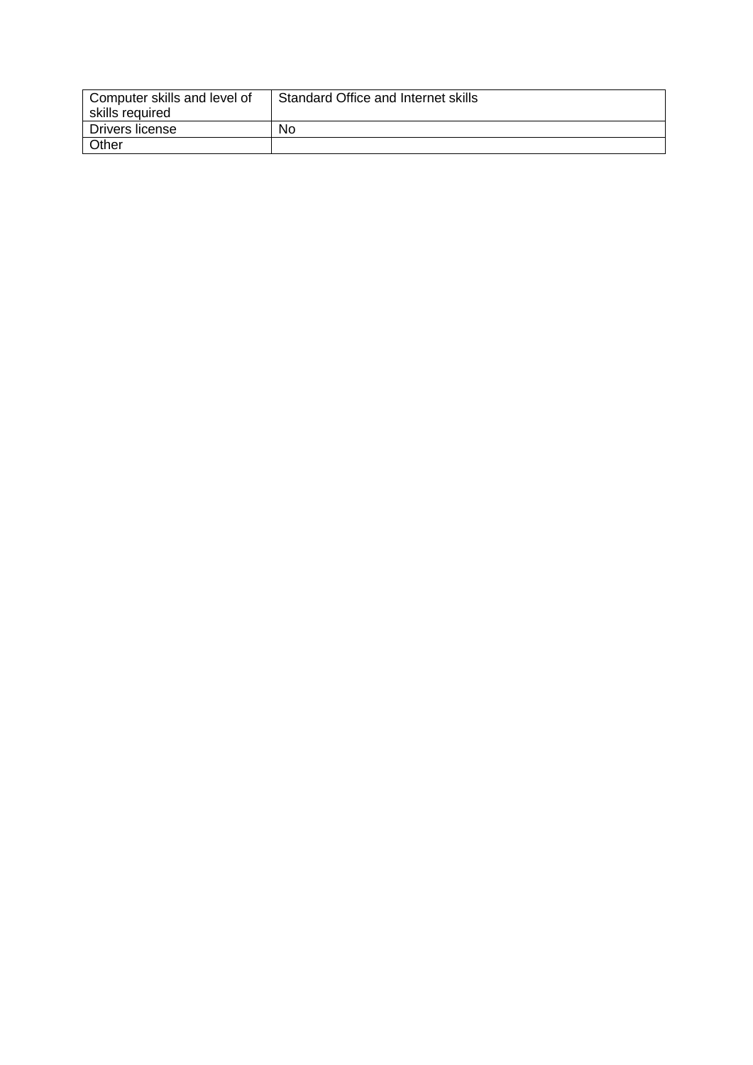| | |
|---|---|
| Computer skills and level of skills required | Standard Office and Internet skills |
| Drivers license | No |
| Other | |